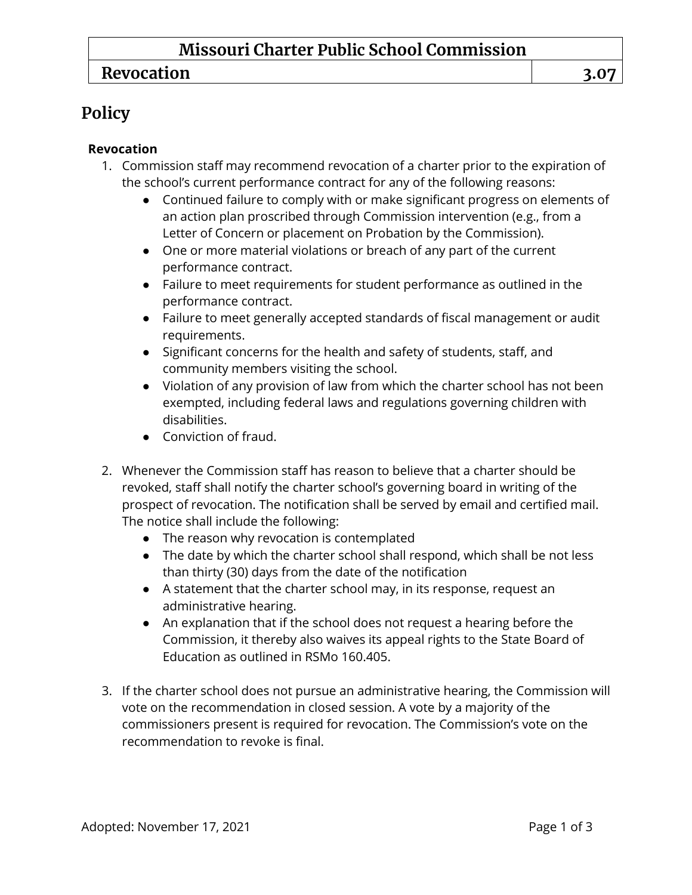| Missouri Charter Public School Commission | |
|---|---|
| **Revocation** | **3.07** |

# Policy

### Revocation

1. Commission staff may recommend revocation of a charter prior to the expiration of the school's current performance contract for any of the following reasons:
   - Continued failure to comply with or make significant progress on elements of an action plan proscribed through Commission intervention (e.g., from a Letter of Concern or placement on Probation by the Commission).
   - One or more material violations or breach of any part of the current performance contract.
   - Failure to meet requirements for student performance as outlined in the performance contract.
   - Failure to meet generally accepted standards of fiscal management or audit requirements.
   - Significant concerns for the health and safety of students, staff, and community members visiting the school.
   - Violation of any provision of law from which the charter school has not been exempted, including federal laws and regulations governing children with disabilities.
   - Conviction of fraud.

2. Whenever the Commission staff has reason to believe that a charter should be revoked, staff shall notify the charter school's governing board in writing of the prospect of revocation. The notification shall be served by email and certified mail. The notice shall include the following:
   - The reason why revocation is contemplated
   - The date by which the charter school shall respond, which shall be not less than thirty (30) days from the date of the notification
   - A statement that the charter school may, in its response, request an administrative hearing.
   - An explanation that if the school does not request a hearing before the Commission, it thereby also waives its appeal rights to the State Board of Education as outlined in RSMo 160.405.

3. If the charter school does not pursue an administrative hearing, the Commission will vote on the recommendation in closed session. A vote by a majority of the commissioners present is required for revocation. The Commission's vote on the recommendation to revoke is final.

Adopted: November 17, 2021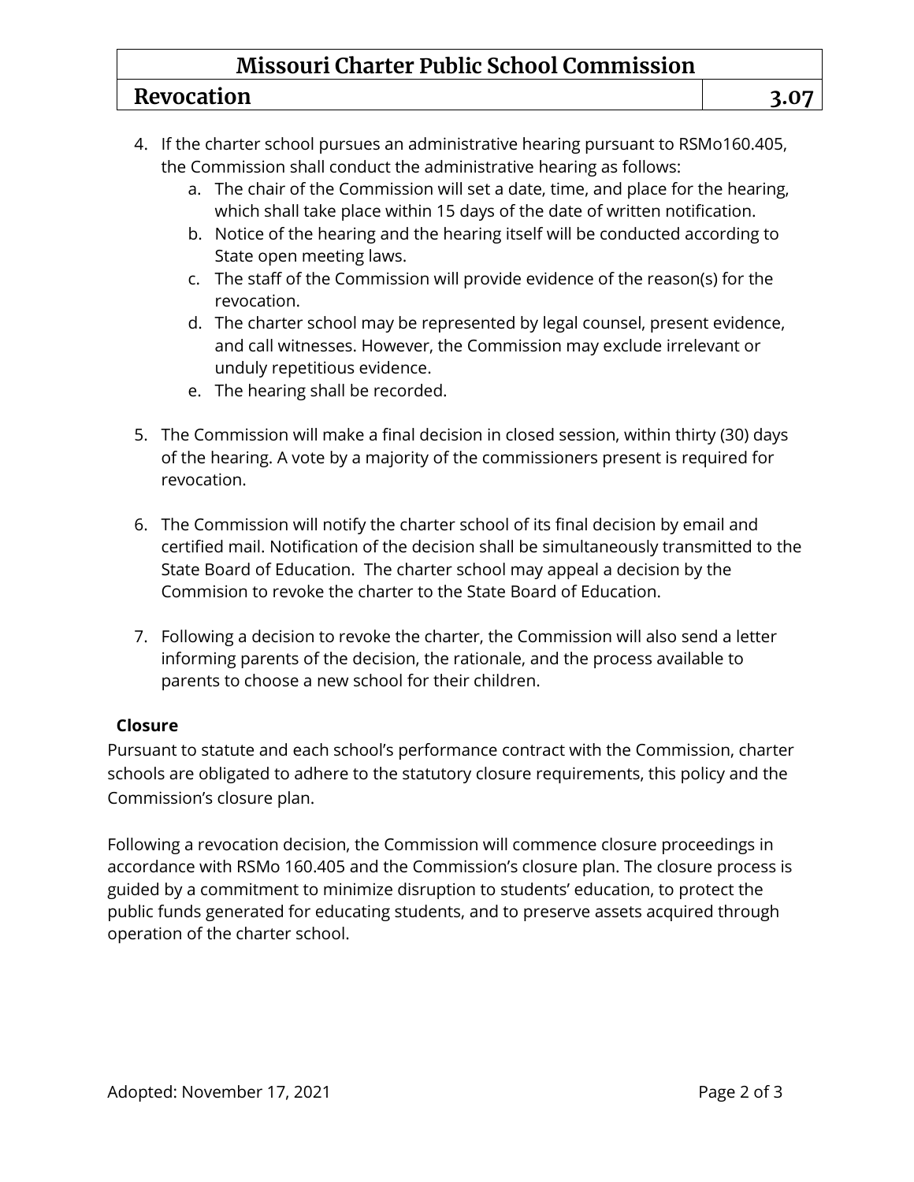4. If the charter school pursues an administrative hearing pursuant to RSMo160.405, the Commission shall conduct the administrative hearing as follows:
   a. The chair of the Commission will set a date, time, and place for the hearing, which shall take place within 15 days of the date of written notification.
   b. Notice of the hearing and the hearing itself will be conducted according to State open meeting laws.
   c. The staff of the Commission will provide evidence of the reason(s) for the revocation.
   d. The charter school may be represented by legal counsel, present evidence, and call witnesses. However, the Commission may exclude irrelevant or unduly repetitious evidence.
   e. The hearing shall be recorded.

5. The Commission will make a final decision in closed session, within thirty (30) days of the hearing. A vote by a majority of the commissioners present is required for revocation.

6. The Commission will notify the charter school of its final decision by email and certified mail. Notification of the decision shall be simultaneously transmitted to the State Board of Education. The charter school may appeal a decision by the Commision to revoke the charter to the State Board of Education.

7. Following a decision to revoke the charter, the Commission will also send a letter informing parents of the decision, the rationale, and the process available to parents to choose a new school for their children.

**Closure**

Pursuant to statute and each school's performance contract with the Commission, charter schools are obligated to adhere to the statutory closure requirements, this policy and the Commission's closure plan.

Following a revocation decision, the Commission will commence closure proceedings in accordance with RSMo 160.405 and the Commission's closure plan. The closure process is guided by a commitment to minimize disruption to students' education, to protect the public funds generated for educating students, and to preserve assets acquired through operation of the charter school.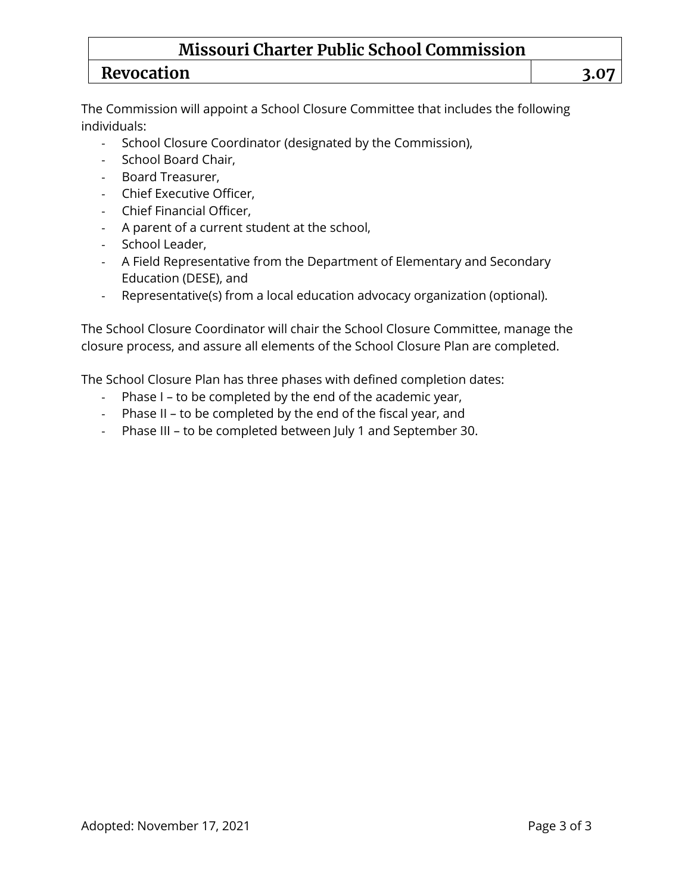The Commission will appoint a School Closure Committee that includes the following individuals:

- School Closure Coordinator (designated by the Commission),
- School Board Chair,
- Board Treasurer,
- Chief Executive Officer,
- Chief Financial Officer,
- A parent of a current student at the school,
- School Leader,
- A Field Representative from the Department of Elementary and Secondary Education (DESE), and
- Representative(s) from a local education advocacy organization (optional).

The School Closure Coordinator will chair the School Closure Committee, manage the closure process, and assure all elements of the School Closure Plan are completed.

The School Closure Plan has three phases with defined completion dates:

- Phase I – to be completed by the end of the academic year,
- Phase II – to be completed by the end of the fiscal year, and
- Phase III – to be completed between July 1 and September 30.